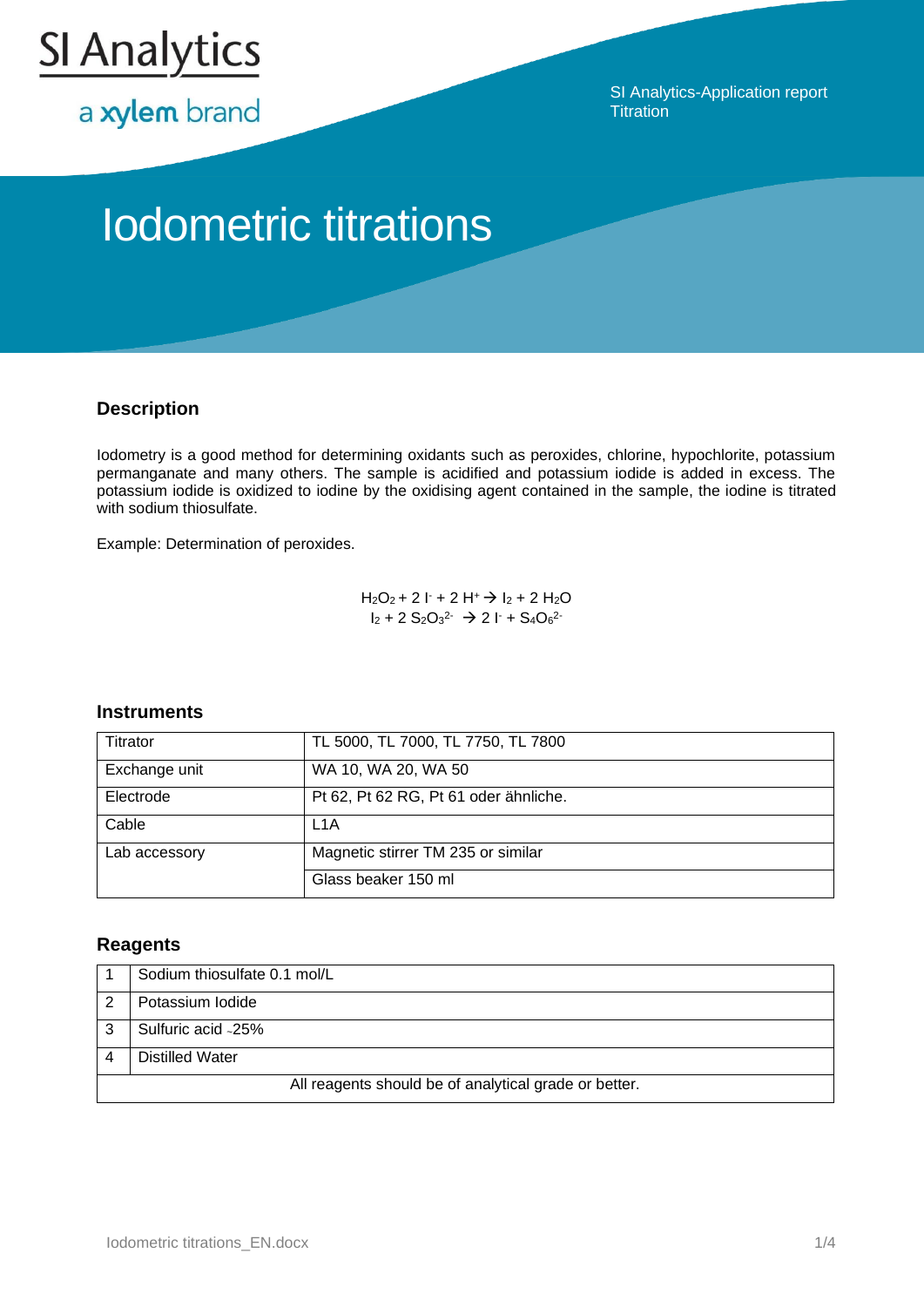SI Analytics

a xylem brand

SI Analytics-Application report
Titration

# Iodometric titrations

## Description

Iodometry is a good method for determining oxidants such as peroxides, chlorine, hypochlorite, potassium permanganate and many others. The sample is acidified and potassium iodide is added in excess. The potassium iodide is oxidized to iodine by the oxidising agent contained in the sample, the iodine is titrated with sodium thiosulfate.

Example: Determination of peroxides.

$$H_2O_2 + 2\ I^- + 2\ H^+ \rightarrow I_2 + 2\ H_2O$$

$$I_2 + 2\ S_2O_3^{2-} \rightarrow 2\ I^- + S_4O_6^{2-}$$

## Instruments

| | |
|---|---|
| Titrator | TL 5000, TL 7000, TL 7750, TL 7800 |
| Exchange unit | WA 10, WA 20, WA 50 |
| Electrode | Pt 62, Pt 62 RG, Pt 61 oder ähnliche. |
| Cable | L1A |
| Lab accessory | Magnetic stirrer TM 235 or similar |
| | Glass beaker 150 ml |

## Reagents

| | |
|---|---|
| 1 | Sodium thiosulfate 0.1 mol/L |
| 2 | Potassium Iodide |
| 3 | Sulfuric acid ~25% |
| 4 | Distilled Water |
| All reagents should be of analytical grade or better. | |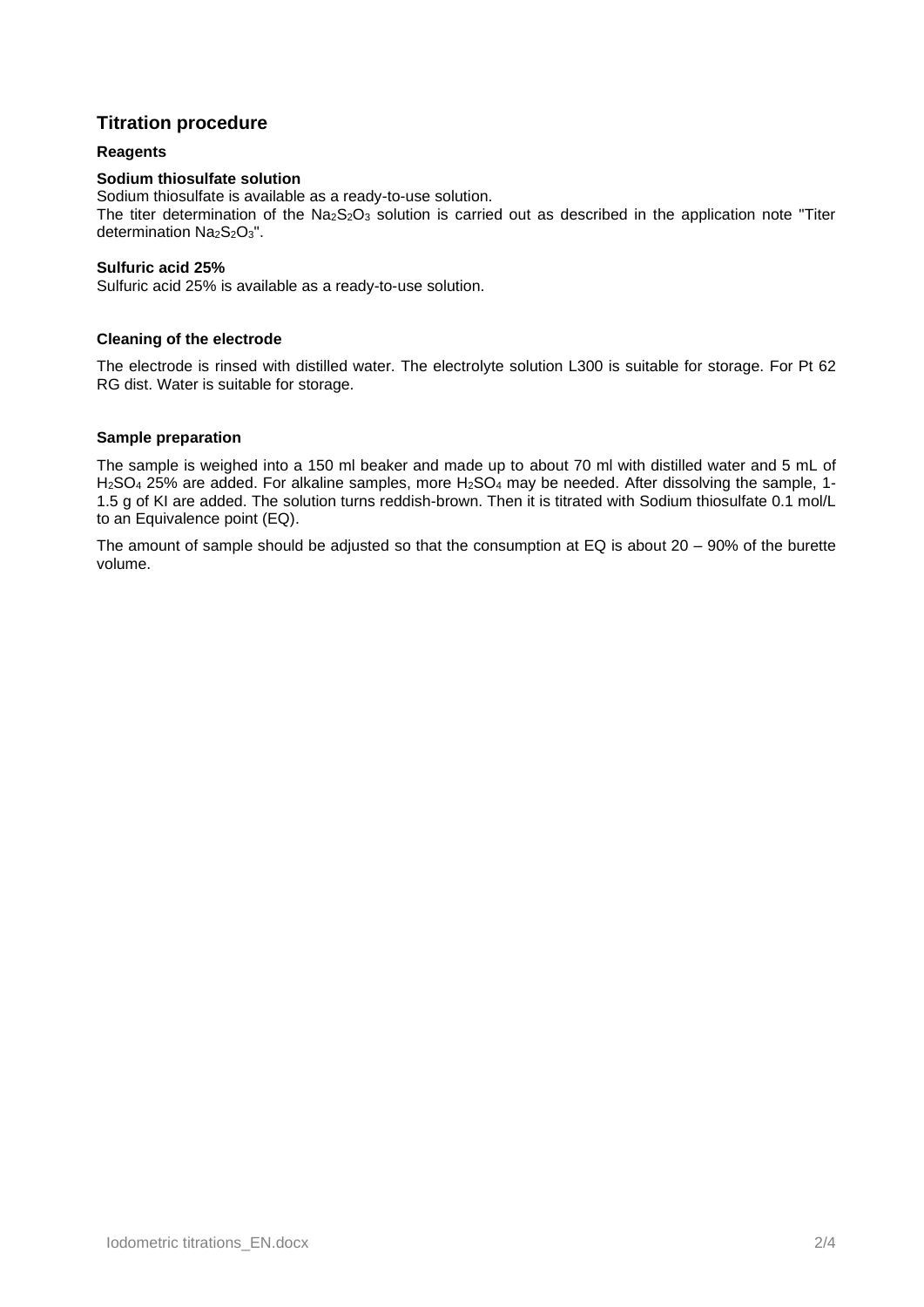## Titration procedure

### Reagents

**Sodium thiosulfate solution**

Sodium thiosulfate is available as a ready-to-use solution.

The titer determination of the $Na_2S_2O_3$ solution is carried out as described in the application note "Titer determination $Na_2S_2O_3$".

**Sulfuric acid 25%**

Sulfuric acid 25% is available as a ready-to-use solution.

### Cleaning of the electrode

The electrode is rinsed with distilled water. The electrolyte solution L300 is suitable for storage. For Pt 62 RG dist. Water is suitable for storage.

### Sample preparation

The sample is weighed into a 150 ml beaker and made up to about 70 ml with distilled water and 5 mL of $H_2SO_4$ 25% are added. For alkaline samples, more $H_2SO_4$ may be needed. After dissolving the sample, 1-1.5 g of KI are added. The solution turns reddish-brown. Then it is titrated with Sodium thiosulfate 0.1 mol/L to an Equivalence point (EQ).

The amount of sample should be adjusted so that the consumption at EQ is about 20 – 90% of the burette volume.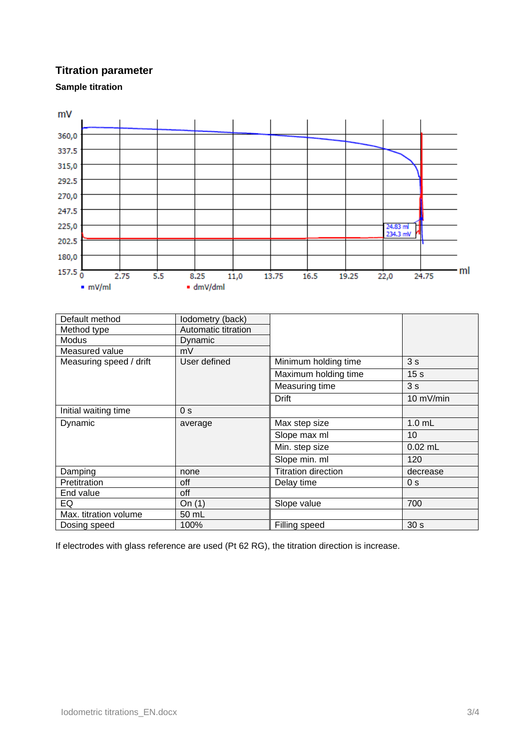## Titration parameter

### Sample titration

| Default method | Iodometry (back) | | |
|---|---|---|---|
| Method type | Automatic titration | | |
| Modus | Dynamic | | |
| Measured value | mV | | |
| Measuring speed / drift | User defined | Minimum holding time | 3 s |
| | | Maximum holding time | 15 s |
| | | Measuring time | 3 s |
| | | Drift | 10 mV/min |
| Initial waiting time | 0 s | | |
| Dynamic | average | Max step size | 1.0 mL |
| | | Slope max ml | 10 |
| | | Min. step size | 0.02 mL |
| | | Slope min. ml | 120 |
| Damping | none | Titration direction | decrease |
| Pretitration | off | Delay time | 0 s |
| End value | off | | |
| EQ | On (1) | Slope value | 700 |
| Max. titration volume | 50 mL | | |
| Dosing speed | 100% | Filling speed | 30 s |

If electrodes with glass reference are used (Pt 62 RG), the titration direction is increase.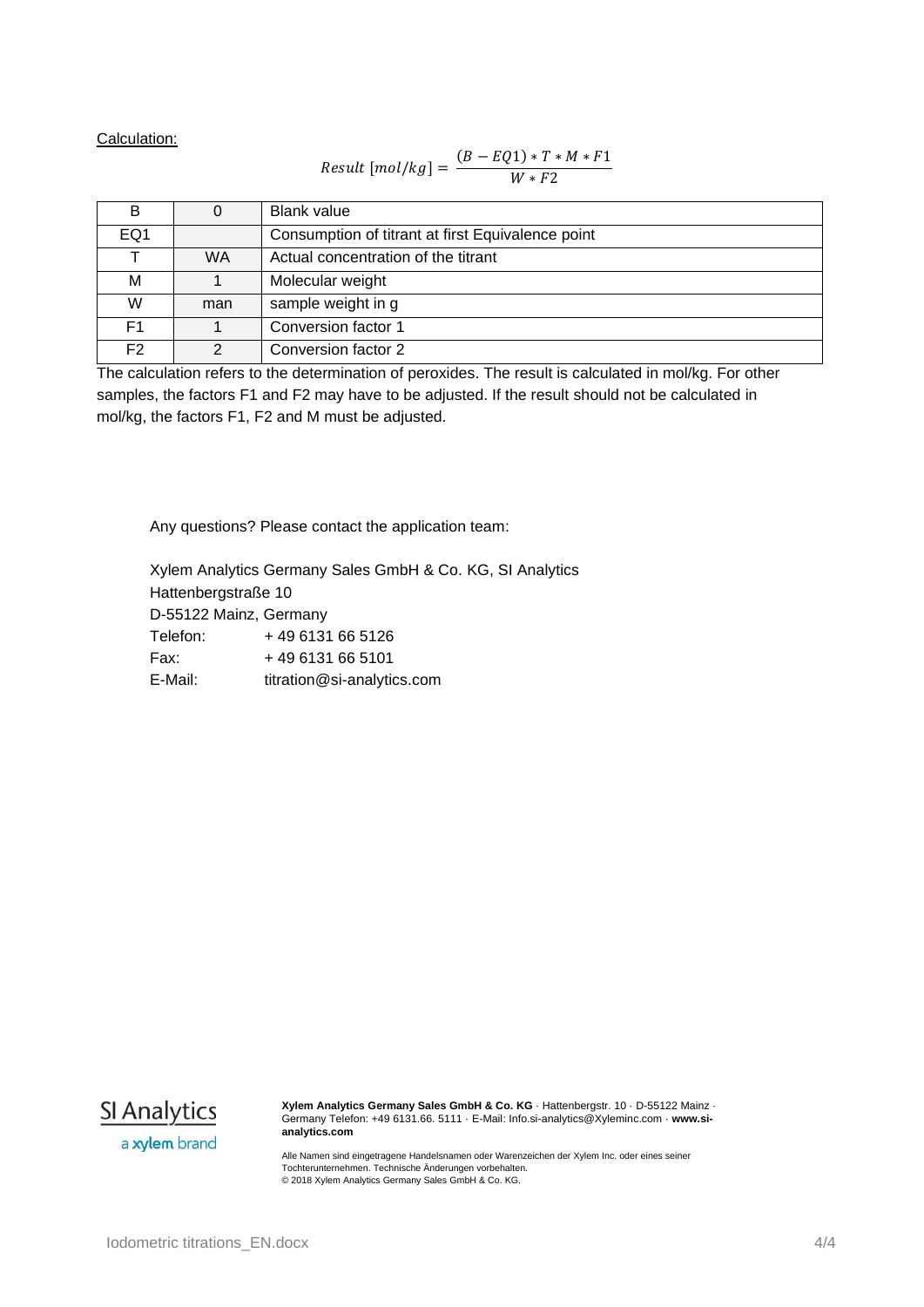Calculation:

$$Result\ [mol/kg] = \frac{(B - EQ1) * T * M * F1}{W * F2}$$

| | | |
|---|---|---|
| B | 0 | Blank value |
| EQ1 | | Consumption of titrant at first Equivalence point |
| T | WA | Actual concentration of the titrant |
| M | 1 | Molecular weight |
| W | man | sample weight in g |
| F1 | 1 | Conversion factor 1 |
| F2 | 2 | Conversion factor 2 |

The calculation refers to the determination of peroxides. The result is calculated in mol/kg. For other samples, the factors F1 and F2 may have to be adjusted. If the result should not be calculated in mol/kg, the factors F1, F2 and M must be adjusted.

Any questions? Please contact the application team:

Xylem Analytics Germany Sales GmbH & Co. KG, SI Analytics
Hattenbergstraße 10
D-55122 Mainz, Germany
Telefon: + 49 6131 66 5126
Fax: + 49 6131 66 5101
E-Mail: titration@si-analytics.com

SI Analytics
a xylem brand

**Xylem Analytics Germany Sales GmbH & Co. KG** · Hattenbergstr. 10 · D-55122 Mainz · Germany Telefon: +49 6131.66. 5111 · E-Mail: Info.si-analytics@Xyleminc.com · **www.si-analytics.com**

Alle Namen sind eingetragene Handelsnamen oder Warenzeichen der Xylem Inc. oder eines seiner Tochterunternehmen. Technische Änderungen vorbehalten.
© 2018 Xylem Analytics Germany Sales GmbH & Co. KG.